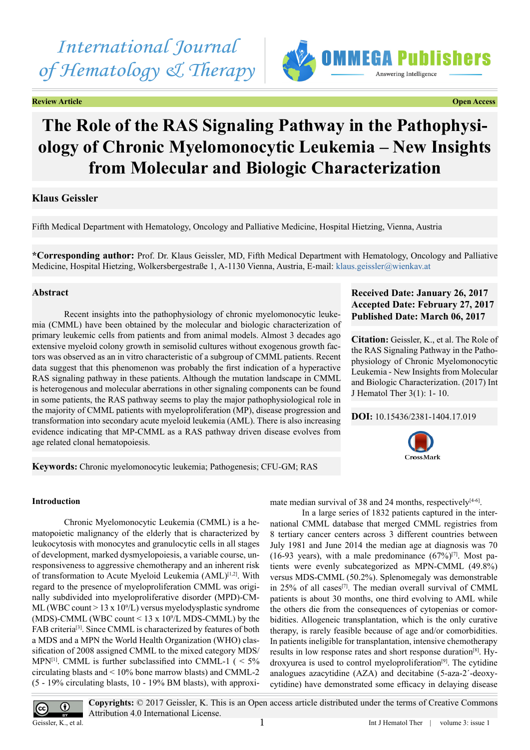International Journal of Hematology & Therapy

**Review Article** **Open Access**

# The Role of the RAS Signaling Pathway in the Pathophysiology of Chronic Myelomonocytic Leukemia – New Insights from Molecular and Biologic Characterization

**Klaus Geissler**

Fifth Medical Department with Hematology, Oncology and Palliative Medicine, Hospital Hietzing, Vienna, Austria

**\*Corresponding author:** Prof. Dr. Klaus Geissler, MD, Fifth Medical Department with Hematology, Oncology and Palliative Medicine, Hospital Hietzing, Wolkersbergestraße 1, A-1130 Vienna, Austria, E-mail: klaus.geissler@wienkav.at

**Received Date: January 26, 2017**
**Accepted Date: February 27, 2017**
**Published Date: March 06, 2017**

**Citation:** Geissler, K., et al. The Role of the RAS Signaling Pathway in the Pathophysiology of Chronic Myelomonocytic Leukemia - New Insights from Molecular and Biologic Characterization. (2017) Int J Hematol Ther 3(1): 1- 10.

**DOI:** 10.15436/2381-1404.17.019

## Abstract

Recent insights into the pathophysiology of chronic myelomonocytic leukemia (CMML) have been obtained by the molecular and biologic characterization of primary leukemic cells from patients and from animal models. Almost 3 decades ago extensive myeloid colony growth in semisolid cultures without exogenous growth factors was observed as an in vitro characteristic of a subgroup of CMML patients. Recent data suggest that this phenomenon was probably the first indication of a hyperactive RAS signaling pathway in these patients. Although the mutation landscape in CMML is heterogenous and molecular aberrations in other signaling components can be found in some patients, the RAS pathway seems to play the major pathophysiological role in the majority of CMML patients with myeloproliferation (MP), disease progression and transformation into secondary acute myeloid leukemia (AML). There is also increasing evidence indicating that MP-CMML as a RAS pathway driven disease evolves from age related clonal hematopoiesis.

**Keywords:** Chronic myelomonocytic leukemia; Pathogenesis; CFU-GM; RAS

## Introduction

Chronic Myelomonocytic Leukemia (CMML) is a hematopoietic malignancy of the elderly that is characterized by leukocytosis with monocytes and granulocytic cells in all stages of development, marked dysmyelopoiesis, a variable course, unresponsiveness to aggressive chemotherapy and an inherent risk of transformation to Acute Myeloid Leukemia (AML)[1,2]. With regard to the presence of myeloproliferation CMML was originally subdivided into myeloproliferative disorder (MPD)-CMML (WBC count > 13 x $10^9$/L) versus myelodysplastic syndrome (MDS)-CMML (WBC count < 13 x $10^9$/L MDS-CMML) by the FAB criteria[3]. Since CMML is characterized by features of both a MDS and a MPN the World Health Organization (WHO) classification of 2008 assigned CMML to the mixed category MDS/MPN[1]. CMML is further subclassified into CMML-1 ( < 5% circulating blasts and < 10% bone marrow blasts) and CMML-2 (5 - 19% circulating blasts, 10 - 19% BM blasts), with approximate median survival of 38 and 24 months, respectively[4-6].

In a large series of 1832 patients captured in the international CMML database that merged CMML registries from 8 tertiary cancer centers across 3 different countries between July 1981 and June 2014 the median age at diagnosis was 70 (16-93 years), with a male predominance (67%)[7]. Most patients were evenly subcategorized as MPN-CMML (49.8%) versus MDS-CMML (50.2%). Splenomegaly was demonstrable in 25% of all cases[7]. The median overall survival of CMML patients is about 30 months, one third evolving to AML while the others die from the consequences of cytopenias or comorbidities. Allogeneic transplantation, which is the only curative therapy, is rarely feasible because of age and/or comorbidities. In patients ineligible for transplantation, intensive chemotherapy results in low response rates and short response duration[8]. Hydroxyurea is used to control myeloproliferation[9]. The cytidine analogues azacytidine (AZA) and decitabine (5-aza-2´-deoxycytidine) have demonstrated some efficacy in delaying disease

**Copyrights:** © 2017 Geissler, K. This is an Open access article distributed under the terms of Creative Commons Attribution 4.0 International License.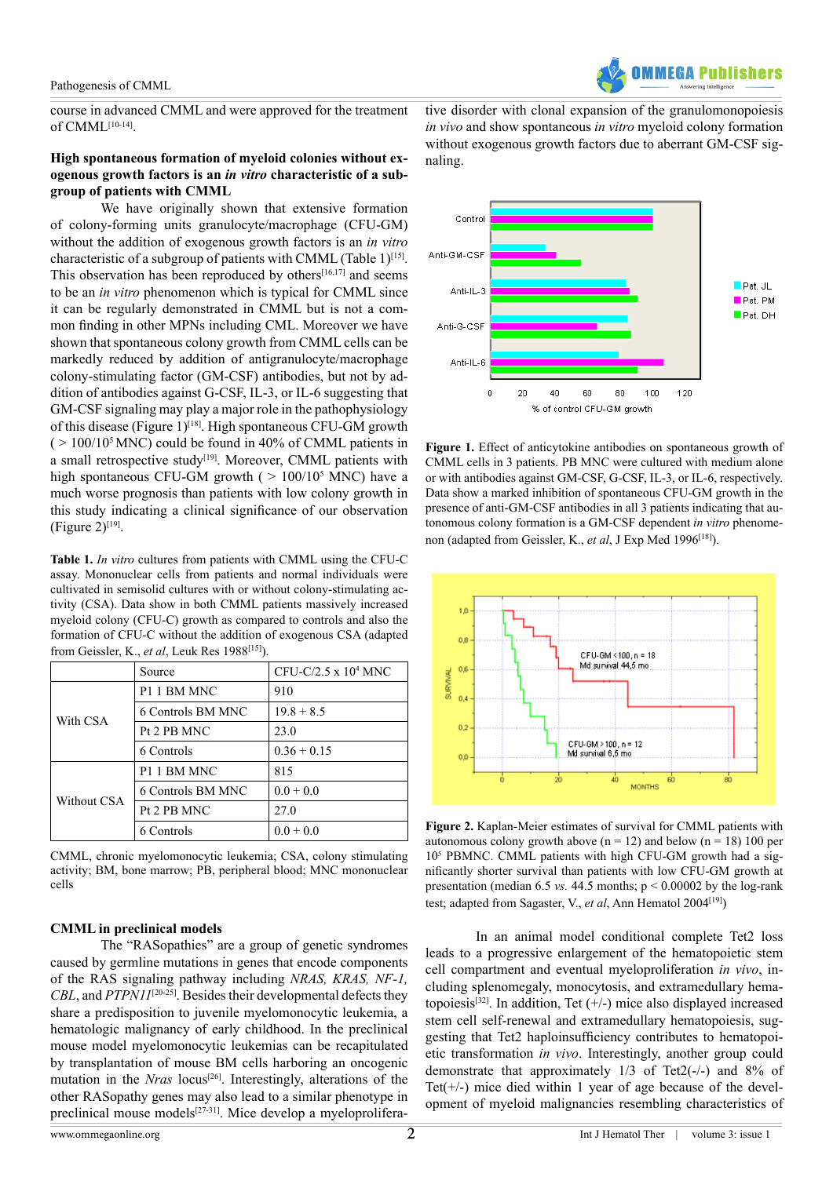course in advanced CMML and were approved for the treatment of CMML[10-14].

### High spontaneous formation of myeloid colonies without exogenous growth factors is an *in vitro* characteristic of a subgroup of patients with CMML

We have originally shown that extensive formation of colony-forming units granulocyte/macrophage (CFU-GM) without the addition of exogenous growth factors is an *in vitro* characteristic of a subgroup of patients with CMML (Table 1)[15]. This observation has been reproduced by others[16,17] and seems to be an *in vitro* phenomenon which is typical for CMML since it can be regularly demonstrated in CMML but is not a common finding in other MPNs including CML. Moreover we have shown that spontaneous colony growth from CMML cells can be markedly reduced by addition of antigranulocyte/macrophage colony-stimulating factor (GM-CSF) antibodies, but not by addition of antibodies against G-CSF, IL-3, or IL-6 suggesting that GM-CSF signaling may play a major role in the pathophysiology of this disease (Figure 1)[18]. High spontaneous CFU-GM growth ( $> 100/10^5$ MNC) could be found in 40% of CMML patients in a small retrospective study[19]. Moreover, CMML patients with high spontaneous CFU-GM growth ( $> 100/10^5$ MNC) have a much worse prognosis than patients with low colony growth in this study indicating a clinical significance of our observation (Figure 2)[19].

**Table 1.** *In vitro* cultures from patients with CMML using the CFU-C assay. Mononuclear cells from patients and normal individuals were cultivated in semisolid cultures with or without colony-stimulating activity (CSA). Data show in both CMML patients massively increased myeloid colony (CFU-C) growth as compared to controls and also the formation of CFU-C without the addition of exogenous CSA (adapted from Geissler, K., *et al*, Leuk Res 1988[15]).

| | Source | CFU-C/2.5 x $10^4$ MNC |
|---|---|---|
| With CSA | P1 1 BM MNC | 910 |
| | 6 Controls BM MNC | 19.8 + 8.5 |
| | Pt 2 PB MNC | 23.0 |
| | 6 Controls | 0.36 + 0.15 |
| Without CSA | P1 1 BM MNC | 815 |
| | 6 Controls BM MNC | 0.0 + 0.0 |
| | Pt 2 PB MNC | 27.0 |
| | 6 Controls | 0.0 + 0.0 |

CMML, chronic myelomonocytic leukemia; CSA, colony stimulating activity; BM, bone marrow; PB, peripheral blood; MNC mononuclear cells

### CMML in preclinical models

The "RASopathies" are a group of genetic syndromes caused by germline mutations in genes that encode components of the RAS signaling pathway including *NRAS, KRAS, NF-1, CBL*, and *PTPN11*[20-25]. Besides their developmental defects they share a predisposition to juvenile myelomonocytic leukemia, a hematologic malignancy of early childhood. In the preclinical mouse model myelomonocytic leukemias can be recapitulated by transplantation of mouse BM cells harboring an oncogenic mutation in the *Nras* locus[26]. Interestingly, alterations of the other RASopathy genes may also lead to a similar phenotype in preclinical mouse models[27-31]. Mice develop a myeloproliferative disorder with clonal expansion of the granulonopoiesis *in vivo* and show spontaneous *in vitro* myeloid colony formation without exogenous growth factors due to aberrant GM-CSF signaling.

**Figure 1.** Effect of anticytokine antibodies on spontaneous growth of CMML cells in 3 patients. PB MNC were cultured with medium alone or with antibodies against GM-CSF, G-CSF, IL-3, or IL-6, respectively. Data show a marked inhibition of spontaneous CFU-GM growth in the presence of anti-GM-CSF antibodies in all 3 patients indicating that autonomous colony formation is a GM-CSF dependent *in vitro* phenomenon (adapted from Geissler, K., *et al*, J Exp Med 1996[18]).

**Figure 2.** Kaplan-Meier estimates of survival for CMML patients with autonomous colony growth above (n = 12) and below (n = 18) 100 per $10^5$ PBMNC. CMML patients with high CFU-GM growth had a significantly shorter survival than patients with low CFU-GM growth at presentation (median 6.5 *vs.* 44.5 months; $p < 0.00002$ by the log-rank test; adapted from Sagaster, V., *et al*, Ann Hematol 2004[19])

In an animal model conditional complete Tet2 loss leads to a progressive enlargement of the hematopoietic stem cell compartment and eventual myeloproliferation *in vivo*, including splenomegaly, monocytosis, and extramedullary hematopoiesis[32]. In addition, Tet (+/-) mice also displayed increased stem cell self-renewal and extramedullary hematopoiesis, suggesting that Tet2 haploinsufficiency contributes to hematopoietic transformation *in vivo*. Interestingly, another group could demonstrate that approximately 1/3 of Tet2(-/-) and 8% of Tet(+/-) mice died within 1 year of age because of the development of myeloid malignancies resembling characteristics of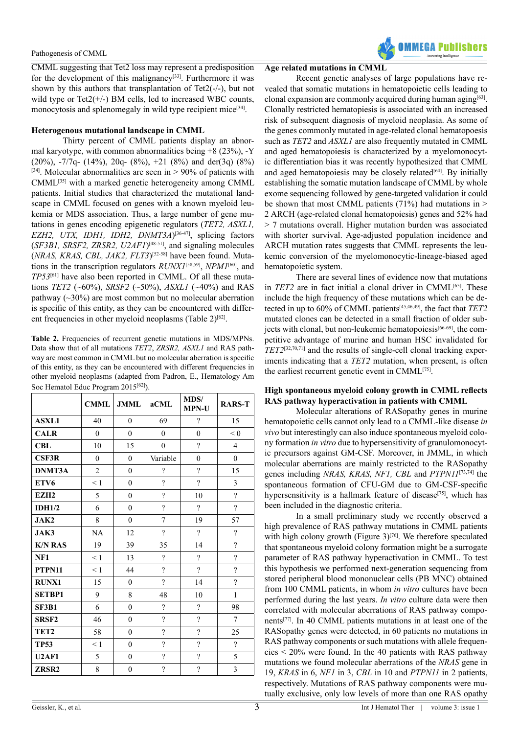CMML suggesting that Tet2 loss may represent a predisposition for the development of this malignancy[33]. Furthermore it was shown by this authors that transplantation of Tet2(-/-), but not wild type or Tet2(+/-) BM cells, led to increased WBC counts, monocytosis and splenomegaly in wild type recipient mice[34].

### Heterogenous mutational landscape in CMML

Thirty percent of CMML patients display an abnormal karyotype, with common abnormalities being +8 (23%), -Y (20%), -7/7q- (14%), 20q- (8%), +21 (8%) and der(3q) (8%)[34]. Molecular abnormalities are seen in > 90% of patients with CMML[35] with a marked genetic heterogeneity among CMML patients. Initial studies that characterized the mutational landscape in CMML focused on genes with a known myeloid leukemia or MDS association. Thus, a large number of gene mutations in genes encoding epigenetic regulators (*TET2, ASXL1, EZH2, UTX, IDH1, IDH2, DNMT3A*)[36-47], splicing factors (*SF3B1, SRSF2, ZRSR2, U2AF1*)[48-51], and signaling molecules (*NRAS, KRAS, CBL, JAK2, FLT3*)[52-58] have been found. Mutations in the transcription regulators *RUNX1*[58,59], *NPM1*[60], and *TP53*[61] have also been reported in CMML. Of all these mutations *TET2* (~60%), *SRSF2* (~50%), *ASXL1* (~40%) and RAS pathway (~30%) are most common but no molecular aberration is specific of this entity, as they can be encountered with different frequencies in other myeloid neoplasms (Table 2)[62].

**Table 2.** Frequencies of recurrent genetic mutations in MDS/MPNs. Data show that of all mutations *TET2*, *ZRSR2, ASXL1* and RAS pathway are most common in CMML but no molecular aberration is specific of this entity, as they can be encountered with different frequencies in other myeloid neoplasms (adapted from Padron, E., Hematology Am Soc Hematol Educ Program 2015[62]).

| | CMML | JMML | aCML | MDS/ MPN-U | RARS-T |
|---|---|---|---|---|---|
| **ASXL1** | 40 | 0 | 69 | ? | 15 |
| **CALR** | 0 | 0 | 0 | 0 | < 0 |
| **CBL** | 10 | 15 | 0 | ? | 4 |
| **CSF3R** | 0 | 0 | Variable | 0 | 0 |
| **DNMT3A** | 2 | 0 | ? | ? | 15 |
| **ETV6** | < 1 | 0 | ? | ? | 3 |
| **EZH2** | 5 | 0 | ? | 10 | ? |
| **IDH1/2** | 6 | 0 | ? | ? | ? |
| **JAK2** | 8 | 0 | 7 | 19 | 57 |
| **JAK3** | NA | 12 | ? | ? | ? |
| **K/N RAS** | 19 | 39 | 35 | 14 | ? |
| **NF1** | < 1 | 13 | ? | ? | ? |
| **PTPN11** | < 1 | 44 | ? | ? | ? |
| **RUNX1** | 15 | 0 | ? | 14 | ? |
| **SETBP1** | 9 | 8 | 48 | 10 | 1 |
| **SF3B1** | 6 | 0 | ? | ? | 98 |
| **SRSF2** | 46 | 0 | ? | ? | 7 |
| **TET2** | 58 | 0 | ? | ? | 25 |
| **TP53** | < 1 | 0 | ? | ? | ? |
| **U2AF1** | 5 | 0 | ? | ? | 5 |
| **ZRSR2** | 8 | 0 | ? | ? | 3 |

### Age related mutations in CMML

Recent genetic analyses of large populations have revealed that somatic mutations in hematopoietic cells leading to clonal expansion are commonly acquired during human aging[63]. Clonally restricted hematopiesis is associated with an increased risk of subsequent diagnosis of myeloid neoplasia. As some of the genes commonly mutated in age-related clonal hematopoesis such as *TET2* and *ASXL1* are also frequently mutated in CMML and aged hematopoiesis is characterized by a myelomonocytic differentiation bias it was recently hypothesized that CMML and aged hematopoiesis may be closely related[64]. By initially establishing the somatic mutation landscape of CMML by whole exome sequencing followed by gene-targeted validation it could be shown that most CMML patients (71%) had mutations in > 2 ARCH (age-related clonal hematopoiesis) genes and 52% had > 7 mutations overall. Higher mutation burden was associated with shorter survival. Age-adjusted population incidence and ARCH mutation rates suggests that CMML represents the leukemic conversion of the myelomonocytic-lineage-biased aged hematopoietic system.

There are several lines of evidence now that mutations in *TET2* are in fact initial a clonal driver in CMML[65]. These include the high frequency of these mutations which can be detected in up to 60% of CMML patients[45,46,49], the fact that *TET2* mutated clones can be detected in a small fraction of older subjects with clonal, but non-leukemic hematopoiesis[66-69], the competitive advantage of murine and human HSC invalidated for *TET2*[32,70,71] and the results of single-cell clonal tracking experiments indicating that a *TET2* mutation, when present, is often the earliest recurrent genetic event in CMML[75].

### High spontaneous myeloid colony growth in CMML reflects RAS pathway hyperactivation in patients with CMML

Molecular alterations of RASopathy genes in murine hematopoietic cells cannot only lead to a CMML-like disease *in vivo* but interestingly can also induce spontaneous myeloid colony formation *in vitro* due to hypersensitivity of granulomonocytic precursors against GM-CSF. Moreover, in JMML, in which molecular aberrations are mainly restricted to the RASopathy genes including *NRAS, KRAS, NF1, CBL* and *PTPN11*[73,74] the spontaneous formation of CFU-GM due to GM-CSF-specific hypersensitivity is a hallmark feature of disease[75], which has been included in the diagnostic criteria.

In a small preliminary study we recently observed a high prevalence of RAS pathway mutations in CMML patients with high colony growth (Figure 3)[76]. We therefore speculated that spontaneous myeloid colony formation might be a surrogate parameter of RAS pathway hyperactivation in CMML. To test this hypothesis we performed next-generation sequencing from stored peripheral blood mononuclear cells (PB MNC) obtained from 100 CMML patients, in whom *in vitro* cultures have been performed during the last years. *In vitro* culture data were then correlated with molecular aberrations of RAS pathway components[77]. In 40 CMML patients mutations in at least one of the RASopathy genes were detected, in 60 patients no mutations in RAS pathway components or such mutations with allele frequencies < 20% were found. In the 40 patients with RAS pathway mutations we found molecular aberrations of the *NRAS* gene in 19, *KRAS* in 6, *NF1* in 3, *CBL* in 10 and *PTPN11* in 2 patients, respectively. Mutations of RAS pathway components were mutually exclusive, only low levels of more than one RAS opathy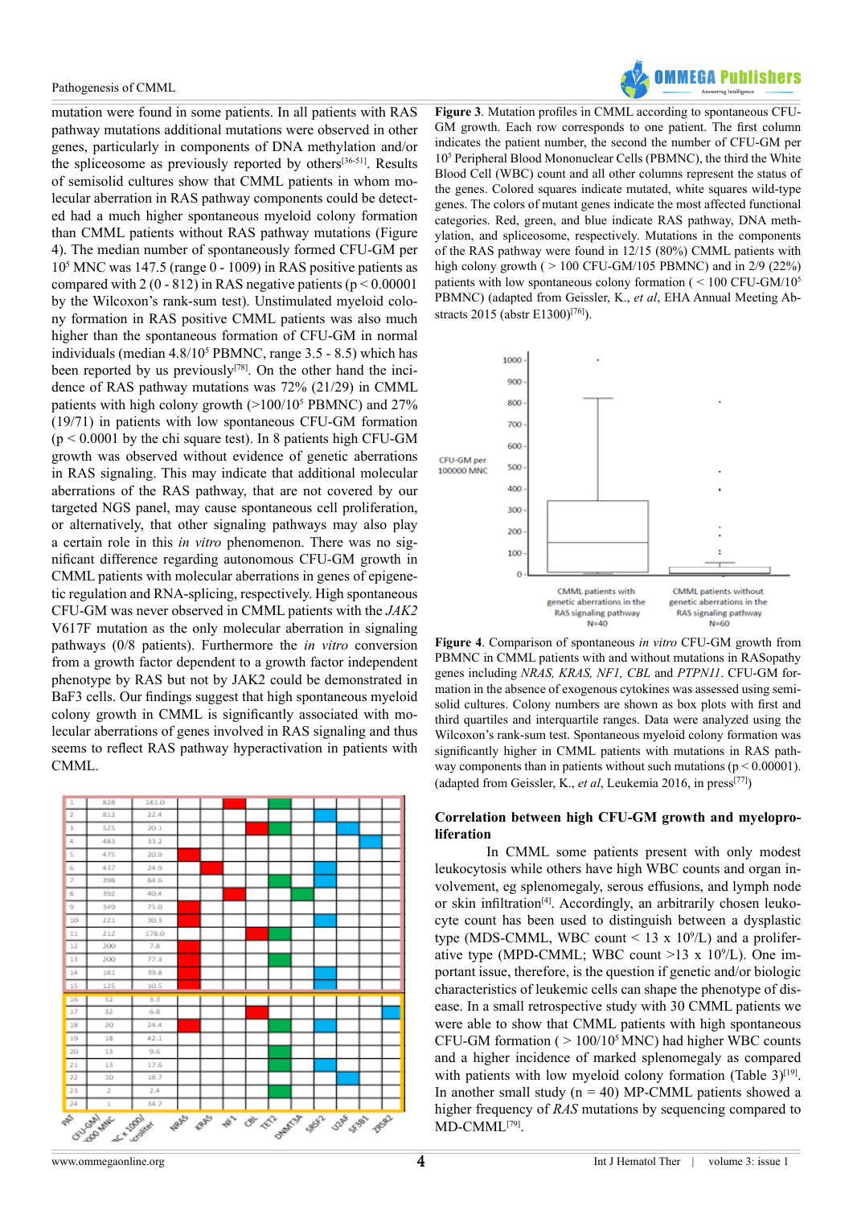mutation were found in some patients. In all patients with RAS pathway mutations additional mutations were observed in other genes, particularly in components of DNA methylation and/or the spliceosome as previously reported by others[36-51]. Results of semisolid cultures show that CMML patients in whom molecular aberration in RAS pathway components could be detected had a much higher spontaneous myeloid colony formation than CMML patients without RAS pathway mutations (Figure 4). The median number of spontaneously formed CFU-GM per $10^5$ MNC was 147.5 (range 0 - 1009) in RAS positive patients as compared with 2 (0 - 812) in RAS negative patients ($p < 0.00001$ by the Wilcoxon's rank-sum test). Unstimulated myeloid colony formation in RAS positive CMML patients was also much higher than the spontaneous formation of CFU-GM in normal individuals (median $4.8/10^5$ PBMNC, range 3.5 - 8.5) which has been reported by us previously[78]. On the other hand the incidence of RAS pathway mutations was 72% (21/29) in CMML patients with high colony growth ($>100/10^5$ PBMNC) and 27% (19/71) in patients with low spontaneous CFU-GM formation ($p < 0.0001$ by the chi square test). In 8 patients high CFU-GM growth was observed without evidence of genetic aberrations in RAS signaling. This may indicate that additional molecular aberrations of the RAS pathway, that are not covered by our targeted NGS panel, may cause spontaneous cell proliferation, or alternatively, that other signaling pathways may also play a certain role in this *in vitro* phenomenon. There was no significant difference regarding autonomous CFU-GM growth in CMML patients with molecular aberrations in genes of epigenetic regulation and RNA-splicing, respectively. High spontaneous CFU-GM was never observed in CMML patients with the *JAK2* V617F mutation as the only molecular aberration in signaling pathways (0/8 patients). Furthermore the *in vitro* conversion from a growth factor dependent to a growth factor independent phenotype by RAS but not by JAK2 could be demonstrated in BaF3 cells. Our findings suggest that high spontaneous myeloid colony growth in CMML is significantly associated with molecular aberrations of genes involved in RAS signaling and thus seems to reflect RAS pathway hyperactivation in patients with CMML.

| PAT | CFU-GM/ $10^5$ MNC | WBC x 1000/ microliter | NRAS | KRAS | NF1 | CBL | TET2 | DNMT3A | SRSF2 | U2AF | SF3B1 | ZRSR2 |
|---|---|---|---|---|---|---|---|---|---|---|---|---|
| 1 | 828 | 181.0 | | | | | | | | | | |
| 2 | 812 | 22.4 | | | | | | | | | | |
| 3 | 525 | 20.1 | | | | | | | | | | |
| 4 | 483 | 33.2 | | | | | | | | | | |
| 5 | 475 | 20.9 | | | | | | | | | | |
| 6 | 437 | 24.9 | | | | | | | | | | |
| 7 | 398 | 84.6 | | | | | | | | | | |
| 8 | 392 | 40.4 | | | | | | | | | | |
| 9 | 349 | 75.0 | | | | | | | | | | |
| 10 | 221 | 30.3 | | | | | | | | | | |
| 11 | 212 | 178.0 | | | | | | | | | | |
| 12 | 200 | 7.8 | | | | | | | | | | |
| 13 | 200 | 77.3 | | | | | | | | | | |
| 14 | 181 | 39.8 | | | | | | | | | | |
| 15 | 125 | 10.5 | | | | | | | | | | |
| 16 | 52 | 3.3 | | | | | | | | | | |
| 17 | 32 | 6.8 | | | | | | | | | | |
| 18 | 20 | 24.4 | | | | | | | | | | |
| 19 | 18 | 42.1 | | | | | | | | | | |
| 20 | 13 | 9.6 | | | | | | | | | | |
| 21 | 13 | 17.6 | | | | | | | | | | |
| 22 | 10 | 18.7 | | | | | | | | | | |
| 23 | 2 | 2.4 | | | | | | | | | | |
| 24 | 1 | 34.7 | | | | | | | | | | |

**Figure 3**. Mutation profiles in CMML according to spontaneous CFU-GM growth. Each row corresponds to one patient. The first column indicates the patient number, the second the number of CFU-GM per $10^5$ Peripheral Blood Mononuclear Cells (PBMNC), the third the White Blood Cell (WBC) count and all other columns represent the status of the genes. Colored squares indicate mutated, white squares wild-type genes. The colors of mutant genes indicate the most affected functional categories. Red, green, and blue indicate RAS pathway, DNA methylation, and spliceosome, respectively. Mutations in the components of the RAS pathway were found in 12/15 (80%) CMML patients with high colony growth ( > 100 CFU-GM/105 PBMNC) and in 2/9 (22%) patients with low spontaneous colony formation ( < 100 CFU-GM/$10^5$ PBMNC) (adapted from Geissler, K., *et al*, EHA Annual Meeting Abstracts 2015 (abstr E1300)[76]).

**Figure 4**. Comparison of spontaneous *in vitro* CFU-GM growth from PBMNC in CMML patients with and without mutations in RASopathy genes including *NRAS, KRAS, NF1, CBL* and *PTPN11*. CFU-GM formation in the absence of exogenous cytokines was assessed using semisolid cultures. Colony numbers are shown as box plots with first and third quartiles and interquartile ranges. Data were analyzed using the Wilcoxon's rank-sum test. Spontaneous myeloid colony formation was significantly higher in CMML patients with mutations in RAS pathway components than in patients without such mutations ($p < 0.00001$). (adapted from Geissler, K., *et al*, Leukemia 2016, in press[77])

## Correlation between high CFU-GM growth and myeloproliferation

In CMML some patients present with only modest leukocytosis while others have high WBC counts and organ involvement, eg splenomegaly, serous effusions, and lymph node or skin infiltration[4]. Accordingly, an arbitrarily chosen leukocyte count has been used to distinguish between a dysplastic type (MDS-CMML, WBC count $< 13 \times 10^9$/L) and a proliferative type (MPD-CMML; WBC count $>13 \times 10^9$/L). One important issue, therefore, is the question if genetic and/or biologic characteristics of leukemic cells can shape the phenotype of disease. In a small retrospective study with 30 CMML patients we were able to show that CMML patients with high spontaneous CFU-GM formation ( $> 100/10^5$ MNC) had higher WBC counts and a higher incidence of marked splenomegaly as compared with patients with low myeloid colony formation (Table 3)[19]. In another small study ($n = 40$) MP-CMML patients showed a higher frequency of *RAS* mutations by sequencing compared to MD-CMML[79].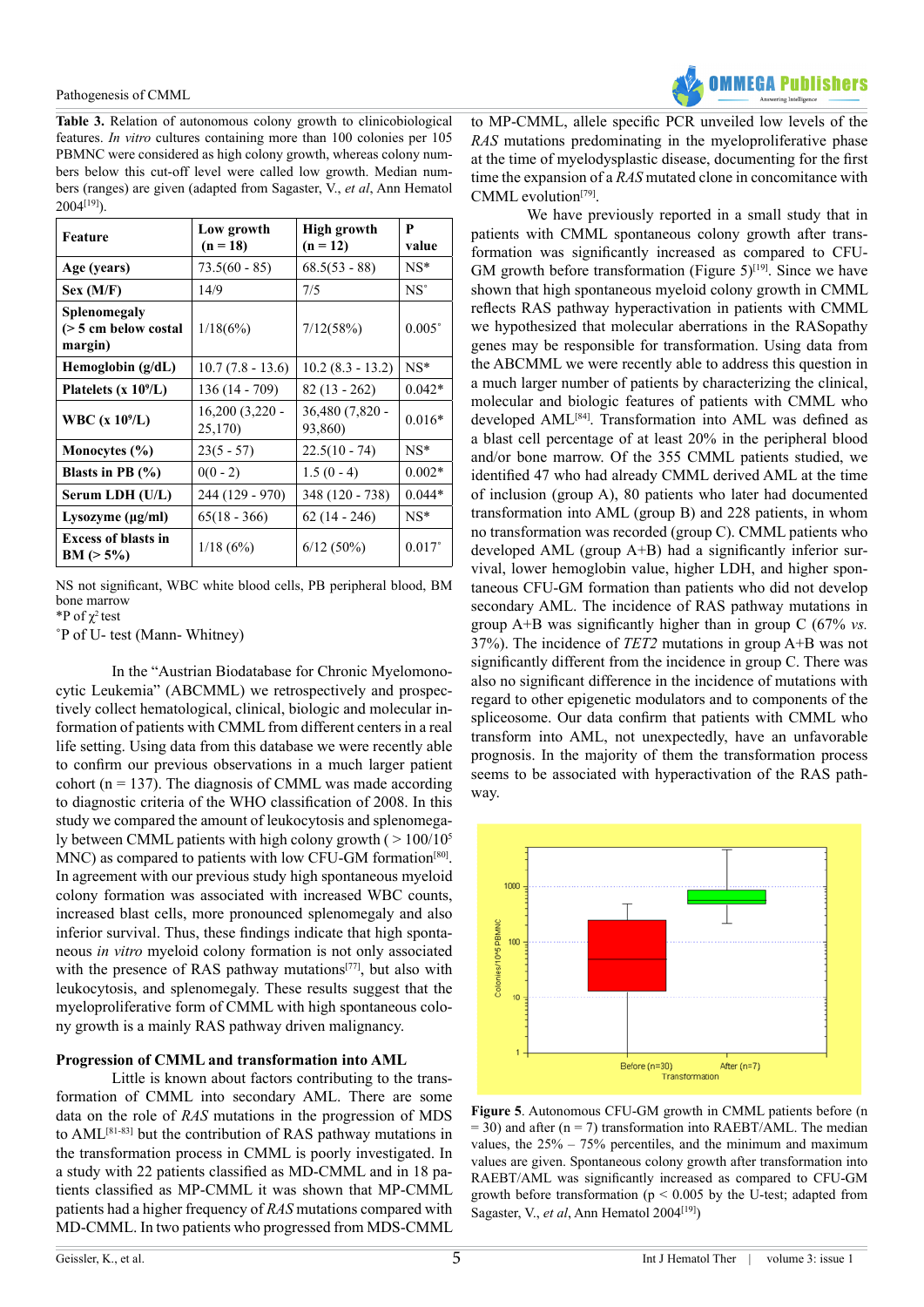**Table 3.** Relation of autonomous colony growth to clinicobiological features. *In vitro* cultures containing more than 100 colonies per 105 PBMNC were considered as high colony growth, whereas colony numbers below this cut-off level were called low growth. Median numbers (ranges) are given (adapted from Sagaster, V., *et al*, Ann Hematol 2004[19]).

| Feature | Low growth (n = 18) | High growth (n = 12) | P value |
|---|---|---|---|
| Age (years) | 73.5(60 - 85) | 68.5(53 - 88) | NS* |
| Sex (M/F) | 14/9 | 7/5 | NS° |
| Splenomegaly (> 5 cm below costal margin) | 1/18(6%) | 7/12(58%) | 0.005° |
| Hemoglobin (g/dL) | 10.7 (7.8 - 13.6) | 10.2 (8.3 - 13.2) | NS* |
| Platelets (x $10^9$/L) | 136 (14 - 709) | 82 (13 - 262) | 0.042* |
| WBC (x $10^9$/L) | 16,200 (3,220 - 25,170) | 36,480 (7,820 - 93,860) | 0.016* |
| Monocytes (%) | 23(5 - 57) | 22.5(10 - 74) | NS* |
| Blasts in PB (%) | 0(0 - 2) | 1.5 (0 - 4) | 0.002* |
| Serum LDH (U/L) | 244 (129 - 970) | 348 (120 - 738) | 0.044* |
| Lysozyme (µg/ml) | 65(18 - 366) | 62 (14 - 246) | NS* |
| Excess of blasts in BM (> 5%) | 1/18 (6%) | 6/12 (50%) | 0.017° |

NS not significant, WBC white blood cells, PB peripheral blood, BM bone marrow
*P of $\chi^2$ test
°P of U- test (Mann- Whitney)

In the "Austrian Biodatabase for Chronic Myelomonocytic Leukemia" (ABCMML) we retrospectively and prospectively collect hematological, clinical, biologic and molecular information of patients with CMML from different centers in a real life setting. Using data from this database we were recently able to confirm our previous observations in a much larger patient cohort (n = 137). The diagnosis of CMML was made according to diagnostic criteria of the WHO classification of 2008. In this study we compared the amount of leukocytosis and splenomegaly between CMML patients with high colony growth ( > 100/$10^5$ MNC) as compared to patients with low CFU-GM formation[80]. In agreement with our previous study high spontaneous myeloid colony formation was associated with increased WBC counts, increased blast cells, more pronounced splenomegaly and also inferior survival. Thus, these findings indicate that high spontaneous *in vitro* myeloid colony formation is not only associated with the presence of RAS pathway mutations[77], but also with leukocytosis, and splenomegaly. These results suggest that the myeloproliferative form of CMML with high spontaneous colony growth is a mainly RAS pathway driven malignancy.

### Progression of CMML and transformation into AML

Little is known about factors contributing to the transformation of CMML into secondary AML. There are some data on the role of *RAS* mutations in the progression of MDS to AML[81-83] but the contribution of RAS pathway mutations in the transformation process in CMML is poorly investigated. In a study with 22 patients classified as MD-CMML and in 18 patients classified as MP-CMML it was shown that MP-CMML patients had a higher frequency of *RAS* mutations compared with MD-CMML. In two patients who progressed from MDS-CMML to MP-CMML, allele specific PCR unveiled low levels of the *RAS* mutations predominating in the myeloproliferative phase at the time of myelodysplastic disease, documenting for the first time the expansion of a *RAS* mutated clone in concomitance with CMML evolution[79].

We have previously reported in a small study that in patients with CMML spontaneous colony growth after transformation was significantly increased as compared to CFU-GM growth before transformation (Figure 5)[19]. Since we have shown that high spontaneous myeloid colony growth in CMML reflects RAS pathway hyperactivation in patients with CMML we hypothesized that molecular aberrations in the RASopathy genes may be responsible for transformation. Using data from the ABCMML we were recently able to address this question in a much larger number of patients by characterizing the clinical, molecular and biologic features of patients with CMML who developed AML[84]. Transformation into AML was defined as a blast cell percentage of at least 20% in the peripheral blood and/or bone marrow. Of the 355 CMML patients studied, we identified 47 who had already CMML derived AML at the time of inclusion (group A), 80 patients who later had documented transformation into AML (group B) and 228 patients, in whom no transformation was recorded (group C). CMML patients who developed AML (group A+B) had a significantly inferior survival, lower hemoglobin value, higher LDH, and higher spontaneous CFU-GM formation than patients who did not develop secondary AML. The incidence of RAS pathway mutations in group A+B was significantly higher than in group C (67% *vs.* 37%). The incidence of *TET2* mutations in group A+B was not significantly different from the incidence in group C. There was also no significant difference in the incidence of mutations with regard to other epigenetic modulators and to components of the spliceosome. Our data confirm that patients with CMML who transform into AML, not unexpectedly, have an unfavorable prognosis. In the majority of them the transformation process seems to be associated with hyperactivation of the RAS pathway.

**Figure 5**. Autonomous CFU-GM growth in CMML patients before (n = 30) and after (n = 7) transformation into RAEBT/AML. The median values, the 25% – 75% percentiles, and the minimum and maximum values are given. Spontaneous colony growth after transformation into RAEBT/AML was significantly increased as compared to CFU-GM growth before transformation (p < 0.005 by the U-test; adapted from Sagaster, V., *et al*, Ann Hematol 2004[19])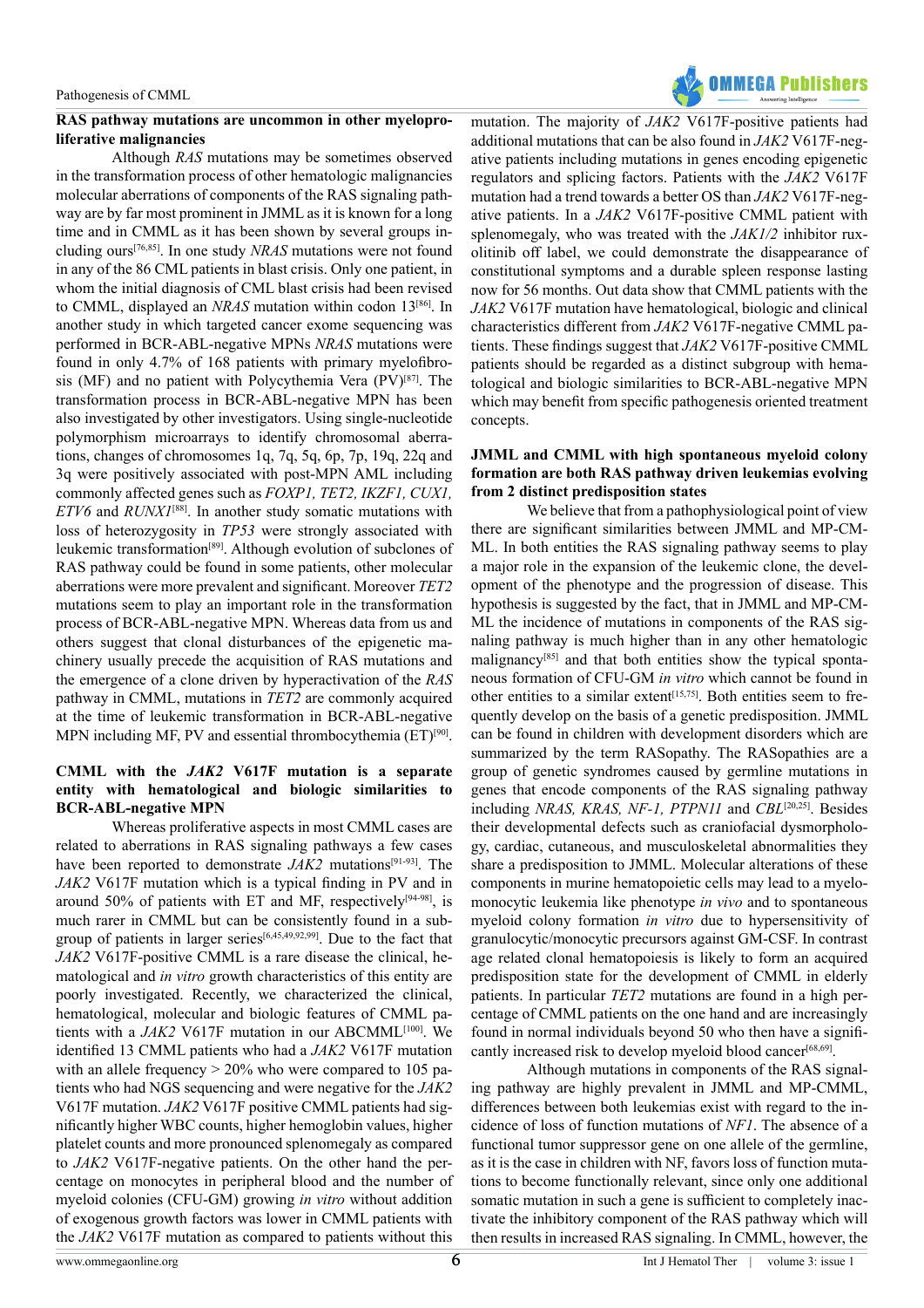### RAS pathway mutations are uncommon in other myeloproliferative malignancies

Although *RAS* mutations may be sometimes observed in the transformation process of other hematologic malignancies molecular aberrations of components of the RAS signaling pathway are by far most prominent in JMML as it is known for a long time and in CMML as it has been shown by several groups including ours[76,85]. In one study *NRAS* mutations were not found in any of the 86 CML patients in blast crisis. Only one patient, in whom the initial diagnosis of CML blast crisis had been revised to CMML, displayed an *NRAS* mutation within codon 13[86]. In another study in which targeted cancer exome sequencing was performed in BCR-ABL-negative MPNs *NRAS* mutations were found in only 4.7% of 168 patients with primary myelofibrosis (MF) and no patient with Polycythemia Vera (PV)[87]. The transformation process in BCR-ABL-negative MPN has been also investigated by other investigators. Using single-nucleotide polymorphism microarrays to identify chromosomal aberrations, changes of chromosomes 1q, 7q, 5q, 6p, 7p, 19q, 22q and 3q were positively associated with post-MPN AML including commonly affected genes such as *FOXP1, TET2, IKZF1, CUX1, ETV6* and *RUNX1*[88]. In another study somatic mutations with loss of heterozygosity in *TP53* were strongly associated with leukemic transformation[89]. Although evolution of subclones of RAS pathway could be found in some patients, other molecular aberrations were more prevalent and significant. Moreover *TET2* mutations seem to play an important role in the transformation process of BCR-ABL-negative MPN. Whereas data from us and others suggest that clonal disturbances of the epigenetic machinery usually precede the acquisition of RAS mutations and the emergence of a clone driven by hyperactivation of the *RAS* pathway in CMML, mutations in *TET2* are commonly acquired at the time of leukemic transformation in BCR-ABL-negative MPN including MF, PV and essential thrombocythemia (ET)[90].

### CMML with the *JAK2* V617F mutation is a separate entity with hematological and biologic similarities to BCR-ABL-negative MPN

Whereas proliferative aspects in most CMML cases are related to aberrations in RAS signaling pathways a few cases have been reported to demonstrate *JAK2* mutations[91-93]. The *JAK2* V617F mutation which is a typical finding in PV and in around 50% of patients with ET and MF, respectively[94-98], is much rarer in CMML but can be consistently found in a subgroup of patients in larger series[6,45,49,92,99]. Due to the fact that *JAK2* V617F-positive CMML is a rare disease the clinical, hematological and *in vitro* growth characteristics of this entity are poorly investigated. Recently, we characterized the clinical, hematological, molecular and biologic features of CMML patients with a *JAK2* V617F mutation in our ABCMML[100]. We identified 13 CMML patients who had a *JAK2* V617F mutation with an allele frequency > 20% who were compared to 105 patients who had NGS sequencing and were negative for the *JAK2* V617F mutation. *JAK2* V617F positive CMML patients had significantly higher WBC counts, higher hemoglobin values, higher platelet counts and more pronounced splenomegaly as compared to *JAK2* V617F-negative patients. On the other hand the percentage on monocytes in peripheral blood and the number of myeloid colonies (CFU-GM) growing *in vitro* without addition of exogenous growth factors was lower in CMML patients with the *JAK2* V617F mutation as compared to patients without this mutation. The majority of *JAK2* V617F-positive patients had additional mutations that can be also found in *JAK2* V617F-negative patients including mutations in genes encoding epigenetic regulators and splicing factors. Patients with the *JAK2* V617F mutation had a trend towards a better OS than *JAK2* V617F-negative patients. In a *JAK2* V617F-positive CMML patient with splenomegaly, who was treated with the *JAK1/2* inhibitor ruxolitinib off label, we could demonstrate the disappearance of constitutional symptoms and a durable spleen response lasting now for 56 months. Out data show that CMML patients with the *JAK2* V617F mutation have hematological, biologic and clinical characteristics different from *JAK2* V617F-negative CMML patients. These findings suggest that *JAK2* V617F-positive CMML patients should be regarded as a distinct subgroup with hematological and biologic similarities to BCR-ABL-negative MPN which may benefit from specific pathogenesis oriented treatment concepts.

### JMML and CMML with high spontaneous myeloid colony formation are both RAS pathway driven leukemias evolving from 2 distinct predisposition states

We believe that from a pathophysiological point of view there are significant similarities between JMML and MP-CMML. In both entities the RAS signaling pathway seems to play a major role in the expansion of the leukemic clone, the development of the phenotype and the progression of disease. This hypothesis is suggested by the fact, that in JMML and MP-CMML the incidence of mutations in components of the RAS signaling pathway is much higher than in any other hematologic malignancy[85] and that both entities show the typical spontaneous formation of CFU-GM *in vitro* which cannot be found in other entities to a similar extent[15,75]. Both entities seem to frequently develop on the basis of a genetic predisposition. JMML can be found in children with development disorders which are summarized by the term RASopathy. The RASopathies are a group of genetic syndromes caused by germline mutations in genes that encode components of the RAS signaling pathway including *NRAS, KRAS, NF-1, PTPN11* and *CBL*[20,25]. Besides their developmental defects such as craniofacial dysmorphology, cardiac, cutaneous, and musculoskeletal abnormalities they share a predisposition to JMML. Molecular alterations of these components in murine hematopoietic cells may lead to a myelomonocytic leukemia like phenotype *in vivo* and to spontaneous myeloid colony formation *in vitro* due to hypersensitivity of granulocytic/monocytic precursors against GM-CSF. In contrast age related clonal hematopoiesis is likely to form an acquired predisposition state for the development of CMML in elderly patients. In particular *TET2* mutations are found in a high percentage of CMML patients on the one hand and are increasingly found in normal individuals beyond 50 who then have a significantly increased risk to develop myeloid blood cancer[68,69].

Although mutations in components of the RAS signaling pathway are highly prevalent in JMML and MP-CMML, differences between both leukemias exist with regard to the incidence of loss of function mutations of *NF1*. The absence of a functional tumor suppressor gene on one allele of the germline, as it is the case in children with NF, favors loss of function mutations to become functionally relevant, since only one additional somatic mutation in such a gene is sufficient to completely inactivate the inhibitory component of the RAS pathway which will then results in increased RAS signaling. In CMML, however, the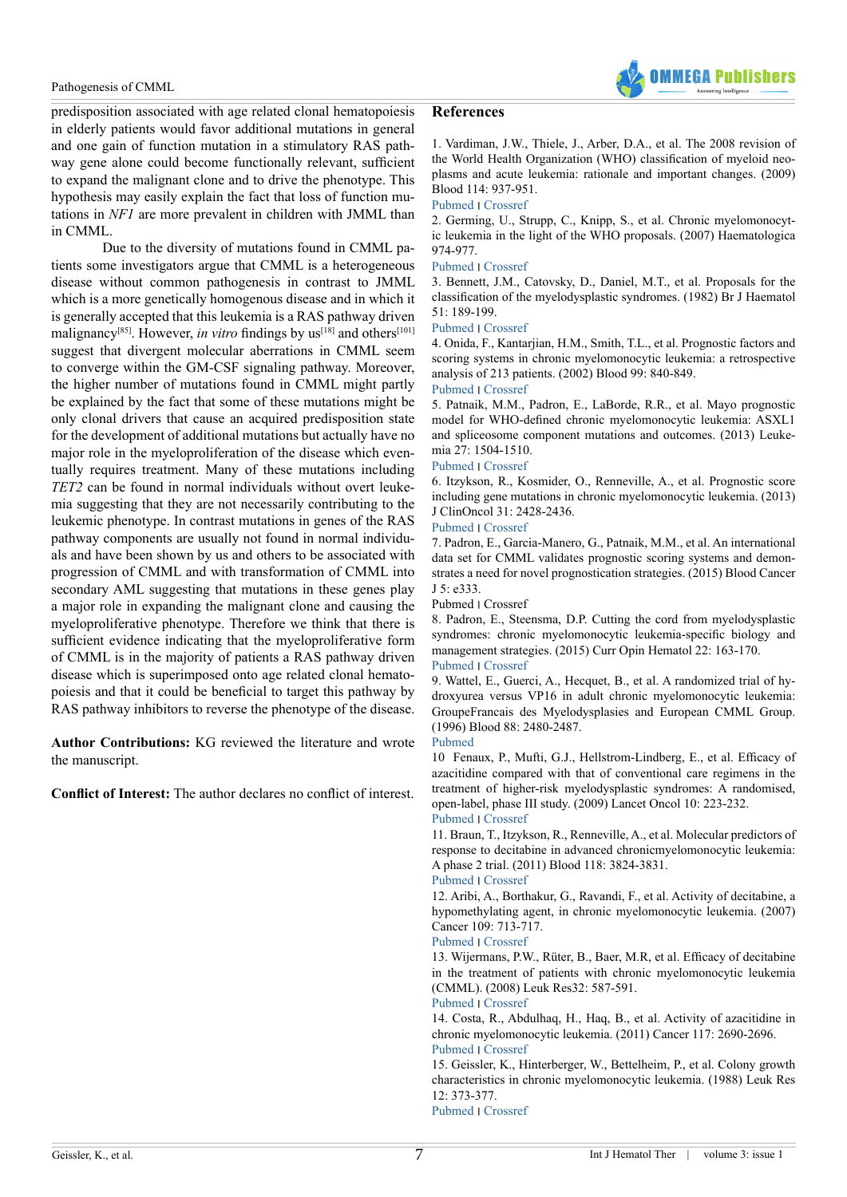predisposition associated with age related clonal hematopoiesis in elderly patients would favor additional mutations in general and one gain of function mutation in a stimulatory RAS pathway gene alone could become functionally relevant, sufficient to expand the malignant clone and to drive the phenotype. This hypothesis may easily explain the fact that loss of function mutations in *NF1* are more prevalent in children with JMML than in CMML.

Due to the diversity of mutations found in CMML patients some investigators argue that CMML is a heterogeneous disease without common pathogenesis in contrast to JMML which is a more genetically homogenous disease and in which it is generally accepted that this leukemia is a RAS pathway driven malignancy[85]. However, *in vitro* findings by us[18] and others[101] suggest that divergent molecular aberrations in CMML seem to converge within the GM-CSF signaling pathway. Moreover, the higher number of mutations found in CMML might partly be explained by the fact that some of these mutations might be only clonal drivers that cause an acquired predisposition state for the development of additional mutations but actually have no major role in the myeloproliferation of the disease which eventually requires treatment. Many of these mutations including *TET2* can be found in normal individuals without overt leukemia suggesting that they are not necessarily contributing to the leukemic phenotype. In contrast mutations in genes of the RAS pathway components are usually not found in normal individuals and have been shown by us and others to be associated with progression of CMML and with transformation of CMML into secondary AML suggesting that mutations in these genes play a major role in expanding the malignant clone and causing the myeloproliferative phenotype. Therefore we think that there is sufficient evidence indicating that the myeloproliferative form of CMML is in the majority of patients a RAS pathway driven disease which is superimposed onto age related clonal hematopoiesis and that it could be beneficial to target this pathway by RAS pathway inhibitors to reverse the phenotype of the disease.

**Author Contributions:** KG reviewed the literature and wrote the manuscript.

**Conflict of Interest:** The author declares no conflict of interest.

## References

1. Vardiman, J.W., Thiele, J., Arber, D.A., et al. The 2008 revision of the World Health Organization (WHO) classification of myeloid neoplasms and acute leukemia: rationale and important changes. (2009) Blood 114: 937-951.
Pubmed | Crossref
2. Germing, U., Strupp, C., Knipp, S., et al. Chronic myelomonocytic leukemia in the light of the WHO proposals. (2007) Haematologica 974-977.
Pubmed | Crossref
3. Bennett, J.M., Catovsky, D., Daniel, M.T., et al. Proposals for the classification of the myelodysplastic syndromes. (1982) Br J Haematol 51: 189-199.
Pubmed | Crossref
4. Onida, F., Kantarjian, H.M., Smith, T.L., et al. Prognostic factors and scoring systems in chronic myelomonocytic leukemia: a retrospective analysis of 213 patients. (2002) Blood 99: 840-849.
Pubmed | Crossref
5. Patnaik, M.M., Padron, E., LaBorde, R.R., et al. Mayo prognostic model for WHO-defined chronic myelomonocytic leukemia: ASXL1 and spliceosome component mutations and outcomes. (2013) Leukemia 27: 1504-1510.
Pubmed | Crossref
6. Itzykson, R., Kosmider, O., Renneville, A., et al. Prognostic score including gene mutations in chronic myelomonocytic leukemia. (2013) J ClinOncol 31: 2428-2436.
Pubmed | Crossref
7. Padron, E., Garcia-Manero, G., Patnaik, M.M., et al. An international data set for CMML validates prognostic scoring systems and demonstrates a need for novel prognostication strategies. (2015) Blood Cancer J 5: e333.
Pubmed | Crossref
8. Padron, E., Steensma, D.P. Cutting the cord from myelodysplastic syndromes: chronic myelomonocytic leukemia-specific biology and management strategies. (2015) Curr Opin Hematol 22: 163-170.
Pubmed | Crossref
9. Wattel, E., Guerci, A., Hecquet, B., et al. A randomized trial of hydroxyurea versus VP16 in adult chronic myelomonocytic leukemia: GroupeFrancais des Myelodysplasies and European CMML Group. (1996) Blood 88: 2480-2487.
Pubmed
10 Fenaux, P., Mufti, G.J., Hellstrom-Lindberg, E., et al. Efficacy of azacitidine compared with that of conventional care regimens in the treatment of higher-risk myelodysplastic syndromes: A randomised, open-label, phase III study. (2009) Lancet Oncol 10: 223-232.
Pubmed | Crossref
11. Braun, T., Itzykson, R., Renneville, A., et al. Molecular predictors of response to decitabine in advanced chronicmyelomonocytic leukemia: A phase 2 trial. (2011) Blood 118: 3824-3831.
Pubmed | Crossref
12. Aribi, A., Borthakur, G., Ravandi, F., et al. Activity of decitabine, a hypomethylating agent, in chronic myelomonocytic leukemia. (2007) Cancer 109: 713-717.
Pubmed | Crossref
13. Wijermans, P.W., Rüter, B., Baer, M.R, et al. Efficacy of decitabine in the treatment of patients with chronic myelomonocytic leukemia (CMML). (2008) Leuk Res32: 587-591.
Pubmed | Crossref
14. Costa, R., Abdulhaq, H., Haq, B., et al. Activity of azacitidine in chronic myelomonocytic leukemia. (2011) Cancer 117: 2690-2696.
Pubmed | Crossref
15. Geissler, K., Hinterberger, W., Bettelheim, P., et al. Colony growth characteristics in chronic myelomonocytic leukemia. (1988) Leuk Res 12: 373-377.
Pubmed | Crossref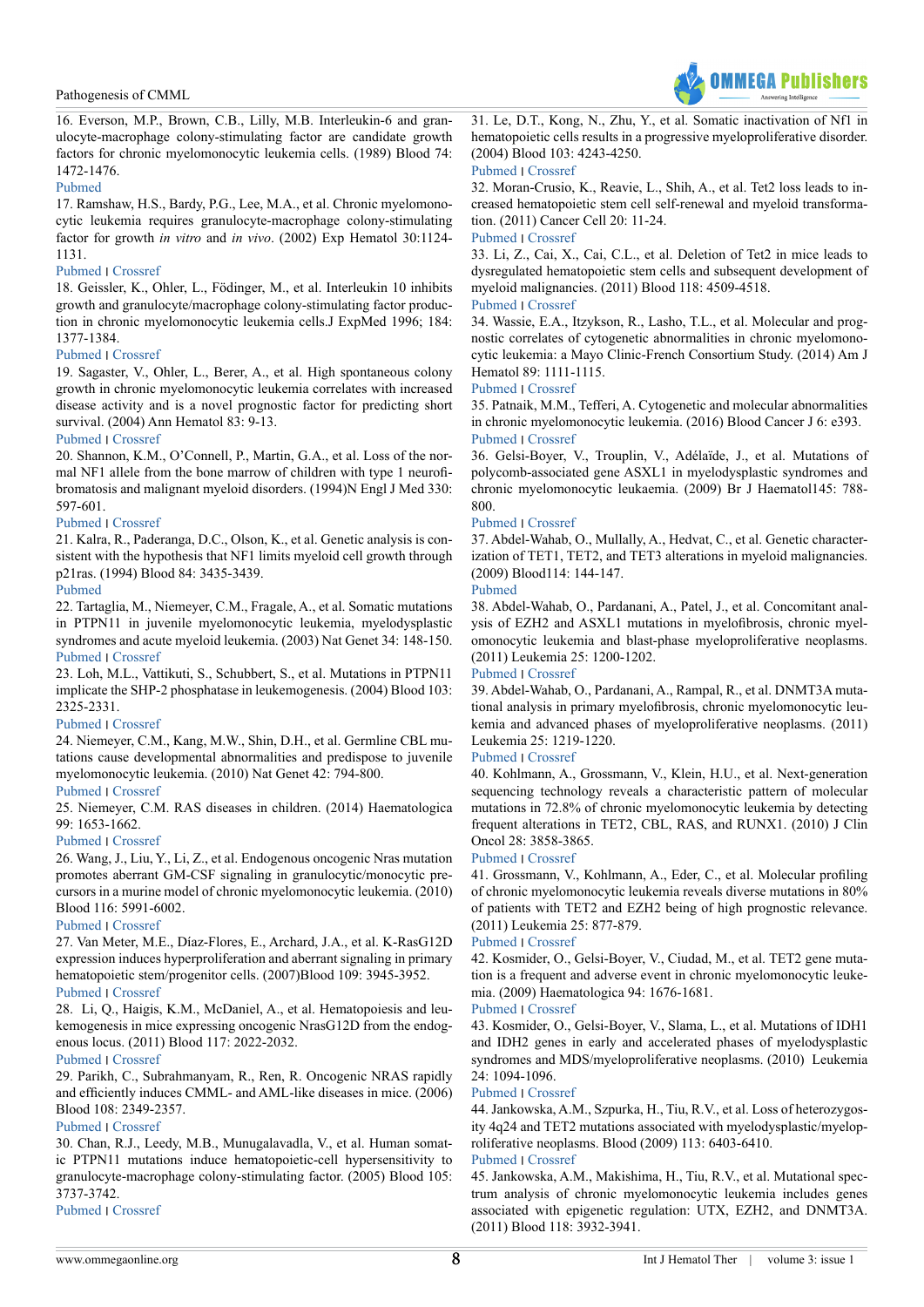16. Everson, M.P., Brown, C.B., Lilly, M.B. Interleukin-6 and granulocyte-macrophage colony-stimulating factor are candidate growth factors for chronic myelomonocytic leukemia cells. (1989) Blood 74: 1472-1476.

Pubmed

17. Ramshaw, H.S., Bardy, P.G., Lee, M.A., et al. Chronic myelomonocytic leukemia requires granulocyte-macrophage colony-stimulating factor for growth *in vitro* and *in vivo*. (2002) Exp Hematol 30:1124-1131.

Pubmed | Crossref

18. Geissler, K., Ohler, L., Födinger, M., et al. Interleukin 10 inhibits growth and granulocyte/macrophage colony-stimulating factor production in chronic myelomonocytic leukemia cells.J ExpMed 1996; 184: 1377-1384.

Pubmed | Crossref

19. Sagaster, V., Ohler, L., Berer, A., et al. High spontaneous colony growth in chronic myelomonocytic leukemia correlates with increased disease activity and is a novel prognostic factor for predicting short survival. (2004) Ann Hematol 83: 9-13.

Pubmed | Crossref

20. Shannon, K.M., O'Connell, P., Martin, G.A., et al. Loss of the normal NF1 allele from the bone marrow of children with type 1 neurofibromatosis and malignant myeloid disorders. (1994)N Engl J Med 330: 597-601.

Pubmed | Crossref

21. Kalra, R., Paderanga, D.C., Olson, K., et al. Genetic analysis is consistent with the hypothesis that NF1 limits myeloid cell growth through p21ras. (1994) Blood 84: 3435-3439.

Pubmed

22. Tartaglia, M., Niemeyer, C.M., Fragale, A., et al. Somatic mutations in PTPN11 in juvenile myelomonocytic leukemia, myelodysplastic syndromes and acute myeloid leukemia. (2003) Nat Genet 34: 148-150.

Pubmed | Crossref

23. Loh, M.L., Vattikuti, S., Schubbert, S., et al. Mutations in PTPN11 implicate the SHP-2 phosphatase in leukemogenesis. (2004) Blood 103: 2325-2331.

Pubmed | Crossref

24. Niemeyer, C.M., Kang, M.W., Shin, D.H., et al. Germline CBL mutations cause developmental abnormalities and predispose to juvenile myelomonocytic leukemia. (2010) Nat Genet 42: 794-800.

Pubmed | Crossref

25. Niemeyer, C.M. RAS diseases in children. (2014) Haematologica 99: 1653-1662.

Pubmed | Crossref

26. Wang, J., Liu, Y., Li, Z., et al. Endogenous oncogenic Nras mutation promotes aberrant GM-CSF signaling in granulocytic/monocytic precursors in a murine model of chronic myelomonocytic leukemia. (2010) Blood 116: 5991-6002.

Pubmed | Crossref

27. Van Meter, M.E., Díaz-Flores, E., Archard, J.A., et al. K-RasG12D expression induces hyperproliferation and aberrant signaling in primary hematopoietic stem/progenitor cells. (2007)Blood 109: 3945-3952.

Pubmed | Crossref

28. Li, Q., Haigis, K.M., McDaniel, A., et al. Hematopoiesis and leukemogenesis in mice expressing oncogenic NrasG12D from the endogenous locus. (2011) Blood 117: 2022-2032.

Pubmed | Crossref

29. Parikh, C., Subrahmanyam, R., Ren, R. Oncogenic NRAS rapidly and efficiently induces CMML- and AML-like diseases in mice. (2006) Blood 108: 2349-2357.

Pubmed | Crossref

30. Chan, R.J., Leedy, M.B., Munugalavadla, V., et al. Human somatic PTPN11 mutations induce hematopoietic-cell hypersensitivity to granulocyte-macrophage colony-stimulating factor. (2005) Blood 105: 3737-3742.

Pubmed | Crossref

31. Le, D.T., Kong, N., Zhu, Y., et al. Somatic inactivation of Nf1 in hematopoietic cells results in a progressive myeloproliferative disorder. (2004) Blood 103: 4243-4250.

Pubmed | Crossref

32. Moran-Crusio, K., Reavie, L., Shih, A., et al. Tet2 loss leads to increased hematopoietic stem cell self-renewal and myeloid transformation. (2011) Cancer Cell 20: 11-24.

Pubmed | Crossref

33. Li, Z., Cai, X., Cai, C.L., et al. Deletion of Tet2 in mice leads to dysregulated hematopoietic stem cells and subsequent development of myeloid malignancies. (2011) Blood 118: 4509-4518.

Pubmed | Crossref

34. Wassie, E.A., Itzykson, R., Lasho, T.L., et al. Molecular and prognostic correlates of cytogenetic abnormalities in chronic myelomonocytic leukemia: a Mayo Clinic-French Consortium Study. (2014) Am J Hematol 89: 1111-1115.

Pubmed | Crossref

35. Patnaik, M.M., Tefferi, A. Cytogenetic and molecular abnormalities in chronic myelomonocytic leukemia. (2016) Blood Cancer J 6: e393.

Pubmed | Crossref

36. Gelsi-Boyer, V., Trouplin, V., Adélaïde, J., et al. Mutations of polycomb-associated gene ASXL1 in myelodysplastic syndromes and chronic myelomonocytic leukaemia. (2009) Br J Haematol145: 788-800.

Pubmed | Crossref

37. Abdel-Wahab, O., Mullally, A., Hedvat, C., et al. Genetic characterization of TET1, TET2, and TET3 alterations in myeloid malignancies. (2009) Blood114: 144-147.

Pubmed

38. Abdel-Wahab, O., Pardanani, A., Patel, J., et al. Concomitant analysis of EZH2 and ASXL1 mutations in myelofibrosis, chronic myelomonocytic leukemia and blast-phase myeloproliferative neoplasms. (2011) Leukemia 25: 1200-1202.

Pubmed | Crossref

39. Abdel-Wahab, O., Pardanani, A., Rampal, R., et al. DNMT3A mutational analysis in primary myelofibrosis, chronic myelomonocytic leukemia and advanced phases of myeloproliferative neoplasms. (2011) Leukemia 25: 1219-1220.

Pubmed | Crossref

40. Kohlmann, A., Grossmann, V., Klein, H.U., et al. Next-generation sequencing technology reveals a characteristic pattern of molecular mutations in 72.8% of chronic myelomonocytic leukemia by detecting frequent alterations in TET2, CBL, RAS, and RUNX1. (2010) J Clin Oncol 28: 3858-3865.

Pubmed | Crossref

41. Grossmann, V., Kohlmann, A., Eder, C., et al. Molecular profiling of chronic myelomonocytic leukemia reveals diverse mutations in 80% of patients with TET2 and EZH2 being of high prognostic relevance. (2011) Leukemia 25: 877-879.

Pubmed | Crossref

42. Kosmider, O., Gelsi-Boyer, V., Ciudad, M., et al. TET2 gene mutation is a frequent and adverse event in chronic myelomonocytic leukemia. (2009) Haematologica 94: 1676-1681.

Pubmed | Crossref

43. Kosmider, O., Gelsi-Boyer, V., Slama, L., et al. Mutations of IDH1 and IDH2 genes in early and accelerated phases of myelodysplastic syndromes and MDS/myeloproliferative neoplasms. (2010) Leukemia 24: 1094-1096.

Pubmed | Crossref

44. Jankowska, A.M., Szpurka, H., Tiu, R.V., et al. Loss of heterozygosity 4q24 and TET2 mutations associated with myelodysplastic/myeloproliferative neoplasms. Blood (2009) 113: 6403-6410.

Pubmed | Crossref

45. Jankowska, A.M., Makishima, H., Tiu, R.V., et al. Mutational spectrum analysis of chronic myelomonocytic leukemia includes genes associated with epigenetic regulation: UTX, EZH2, and DNMT3A. (2011) Blood 118: 3932-3941.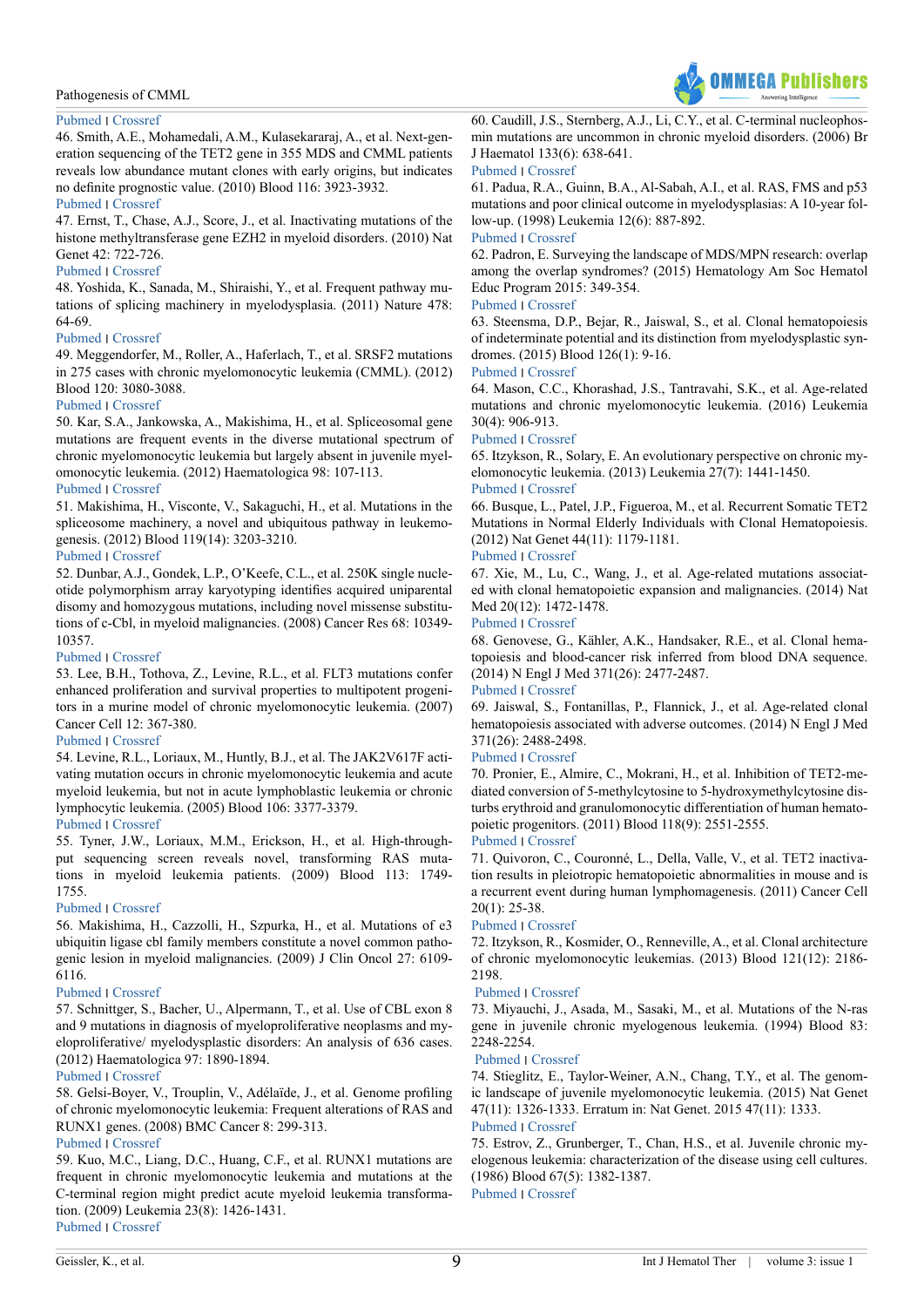Pubmed | Crossref

46. Smith, A.E., Mohamedali, A.M., Kulasekararaj, A., et al. Next-generation sequencing of the TET2 gene in 355 MDS and CMML patients reveals low abundance mutant clones with early origins, but indicates no definite prognostic value. (2010) Blood 116: 3923-3932.

Pubmed | Crossref

47. Ernst, T., Chase, A.J., Score, J., et al. Inactivating mutations of the histone methyltransferase gene EZH2 in myeloid disorders. (2010) Nat Genet 42: 722-726.

Pubmed | Crossref

48. Yoshida, K., Sanada, M., Shiraishi, Y., et al. Frequent pathway mutations of splicing machinery in myelodysplasia. (2011) Nature 478: 64-69.

Pubmed | Crossref

49. Meggendorfer, M., Roller, A., Haferlach, T., et al. SRSF2 mutations in 275 cases with chronic myelomonocytic leukemia (CMML). (2012) Blood 120: 3080-3088.

Pubmed | Crossref

50. Kar, S.A., Jankowska, A., Makishima, H., et al. Spliceosomal gene mutations are frequent events in the diverse mutational spectrum of chronic myelomonocytic leukemia but largely absent in juvenile myelomonocytic leukemia. (2012) Haematologica 98: 107-113.

Pubmed | Crossref

51. Makishima, H., Visconte, V., Sakaguchi, H., et al. Mutations in the spliceosome machinery, a novel and ubiquitous pathway in leukemogenesis. (2012) Blood 119(14): 3203-3210.

Pubmed | Crossref

52. Dunbar, A.J., Gondek, L.P., O'Keefe, C.L., et al. 250K single nucleotide polymorphism array karyotyping identifies acquired uniparental disomy and homozygous mutations, including novel missense substitutions of c-Cbl, in myeloid malignancies. (2008) Cancer Res 68: 10349-10357.

Pubmed | Crossref

53. Lee, B.H., Tothova, Z., Levine, R.L., et al. FLT3 mutations confer enhanced proliferation and survival properties to multipotent progenitors in a murine model of chronic myelomonocytic leukemia. (2007) Cancer Cell 12: 367-380.

Pubmed | Crossref

54. Levine, R.L., Loriaux, M., Huntly, B.J., et al. The JAK2V617F activating mutation occurs in chronic myelomonocytic leukemia and acute myeloid leukemia, but not in acute lymphoblastic leukemia or chronic lymphocytic leukemia. (2005) Blood 106: 3377-3379.

Pubmed | Crossref

55. Tyner, J.W., Loriaux, M.M., Erickson, H., et al. High-throughput sequencing screen reveals novel, transforming RAS mutations in myeloid leukemia patients. (2009) Blood 113: 1749-1755.

Pubmed | Crossref

56. Makishima, H., Cazzolli, H., Szpurka, H., et al. Mutations of e3 ubiquitin ligase cbl family members constitute a novel common pathogenic lesion in myeloid malignancies. (2009) J Clin Oncol 27: 6109-6116.

Pubmed | Crossref

57. Schnittger, S., Bacher, U., Alpermann, T., et al. Use of CBL exon 8 and 9 mutations in diagnosis of myeloproliferative neoplasms and myeloproliferative/ myelodysplastic disorders: An analysis of 636 cases. (2012) Haematologica 97: 1890-1894.

Pubmed | Crossref

58. Gelsi-Boyer, V., Trouplin, V., Adélaïde, J., et al. Genome profiling of chronic myelomonocytic leukemia: Frequent alterations of RAS and RUNX1 genes. (2008) BMC Cancer 8: 299-313.

Pubmed | Crossref

59. Kuo, M.C., Liang, D.C., Huang, C.F., et al. RUNX1 mutations are frequent in chronic myelomonocytic leukemia and mutations at the C-terminal region might predict acute myeloid leukemia transformation. (2009) Leukemia 23(8): 1426-1431.

Pubmed | Crossref

60. Caudill, J.S., Sternberg, A.J., Li, C.Y., et al. C-terminal nucleophosmin mutations are uncommon in chronic myeloid disorders. (2006) Br J Haematol 133(6): 638-641.

Pubmed | Crossref

61. Padua, R.A., Guinn, B.A., Al-Sabah, A.I., et al. RAS, FMS and p53 mutations and poor clinical outcome in myelodysplasias: A 10-year follow-up. (1998) Leukemia 12(6): 887-892.

Pubmed | Crossref

62. Padron, E. Surveying the landscape of MDS/MPN research: overlap among the overlap syndromes? (2015) Hematology Am Soc Hematol Educ Program 2015: 349-354.

Pubmed | Crossref

63. Steensma, D.P., Bejar, R., Jaiswal, S., et al. Clonal hematopoiesis of indeterminate potential and its distinction from myelodysplastic syndromes. (2015) Blood 126(1): 9-16.

Pubmed | Crossref

64. Mason, C.C., Khorashad, J.S., Tantravahi, S.K., et al. Age-related mutations and chronic myelomonocytic leukemia. (2016) Leukemia 30(4): 906-913.

Pubmed | Crossref

65. Itzykson, R., Solary, E. An evolutionary perspective on chronic myelomonocytic leukemia. (2013) Leukemia 27(7): 1441-1450.

Pubmed | Crossref

66. Busque, L., Patel, J.P., Figueroa, M., et al. Recurrent Somatic TET2 Mutations in Normal Elderly Individuals with Clonal Hematopoiesis. (2012) Nat Genet 44(11): 1179-1181.

Pubmed | Crossref

67. Xie, M., Lu, C., Wang, J., et al. Age-related mutations associated with clonal hematopoietic expansion and malignancies. (2014) Nat Med 20(12): 1472-1478.

Pubmed | Crossref

68. Genovese, G., Kähler, A.K., Handsaker, R.E., et al. Clonal hematopoiesis and blood-cancer risk inferred from blood DNA sequence. (2014) N Engl J Med 371(26): 2477-2487.

Pubmed | Crossref

69. Jaiswal, S., Fontanillas, P., Flannick, J., et al. Age-related clonal hematopoiesis associated with adverse outcomes. (2014) N Engl J Med 371(26): 2488-2498.

Pubmed | Crossref

70. Pronier, E., Almire, C., Mokrani, H., et al. Inhibition of TET2-mediated conversion of 5-methylcytosine to 5-hydroxymethylcytosine disturbs erythroid and granulomonocytic differentiation of human hematopoietic progenitors. (2011) Blood 118(9): 2551-2555.

Pubmed | Crossref

71. Quivoron, C., Couronné, L., Della, Valle, V., et al. TET2 inactivation results in pleiotropic hematopoietic abnormalities in mouse and is a recurrent event during human lymphomagenesis. (2011) Cancer Cell 20(1): 25-38.

Pubmed | Crossref

72. Itzykson, R., Kosmider, O., Renneville, A., et al. Clonal architecture of chronic myelomonocytic leukemias. (2013) Blood 121(12): 2186-2198.

Pubmed | Crossref

73. Miyauchi, J., Asada, M., Sasaki, M., et al. Mutations of the N-ras gene in juvenile chronic myelogenous leukemia. (1994) Blood 83: 2248-2254.

Pubmed | Crossref

74. Stieglitz, E., Taylor-Weiner, A.N., Chang, T.Y., et al. The genomic landscape of juvenile myelomonocytic leukemia. (2015) Nat Genet 47(11): 1326-1333. Erratum in: Nat Genet. 2015 47(11): 1333.

Pubmed | Crossref

75. Estrov, Z., Grunberger, T., Chan, H.S., et al. Juvenile chronic myelogenous leukemia: characterization of the disease using cell cultures. (1986) Blood 67(5): 1382-1387.

Pubmed | Crossref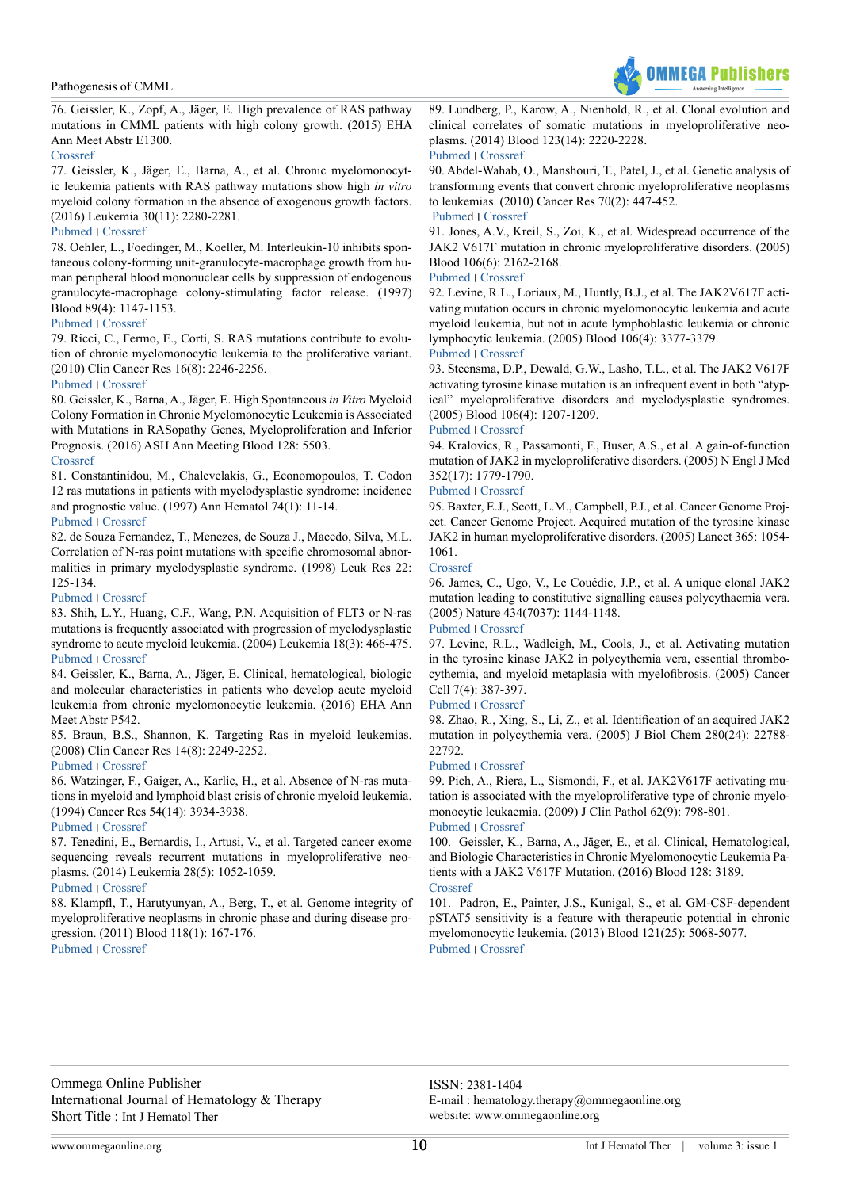76. Geissler, K., Zopf, A., Jäger, E. High prevalence of RAS pathway mutations in CMML patients with high colony growth. (2015) EHA Ann Meet Abstr E1300.
Crossref

77. Geissler, K., Jäger, E., Barna, A., et al. Chronic myelomonocytic leukemia patients with RAS pathway mutations show high *in vitro* myeloid colony formation in the absence of exogenous growth factors. (2016) Leukemia 30(11): 2280-2281.
Pubmed | Crossref

78. Oehler, L., Foedinger, M., Koeller, M. Interleukin-10 inhibits spontaneous colony-forming unit-granulocyte-macrophage growth from human peripheral blood mononuclear cells by suppression of endogenous granulocyte-macrophage colony-stimulating factor release. (1997) Blood 89(4): 1147-1153.
Pubmed | Crossref

79. Ricci, C., Fermo, E., Corti, S. RAS mutations contribute to evolution of chronic myelomonocytic leukemia to the proliferative variant. (2010) Clin Cancer Res 16(8): 2246-2256.
Pubmed | Crossref

80. Geissler, K., Barna, A., Jäger, E. High Spontaneous *in Vitro* Myeloid Colony Formation in Chronic Myelomonocytic Leukemia is Associated with Mutations in RASopathy Genes, Myeloproliferation and Inferior Prognosis. (2016) ASH Ann Meeting Blood 128: 5503.
Crossref

81. Constantinidou, M., Chalevelakis, G., Economopoulos, T. Codon 12 ras mutations in patients with myelodysplastic syndrome: incidence and prognostic value. (1997) Ann Hematol 74(1): 11-14.
Pubmed | Crossref

82. de Souza Fernandez, T., Menezes, de Souza J., Macedo, Silva, M.L. Correlation of N-ras point mutations with specific chromosomal abnormalities in primary myelodysplastic syndrome. (1998) Leuk Res 22: 125-134.
Pubmed | Crossref

83. Shih, L.Y., Huang, C.F., Wang, P.N. Acquisition of FLT3 or N-ras mutations is frequently associated with progression of myelodysplastic syndrome to acute myeloid leukemia. (2004) Leukemia 18(3): 466-475.
Pubmed | Crossref

84. Geissler, K., Barna, A., Jäger, E. Clinical, hematological, biologic and molecular characteristics in patients who develop acute myeloid leukemia from chronic myelomonocytic leukemia. (2016) EHA Ann Meet Abstr P542.

85. Braun, B.S., Shannon, K. Targeting Ras in myeloid leukemias. (2008) Clin Cancer Res 14(8): 2249-2252.
Pubmed | Crossref

86. Watzinger, F., Gaiger, A., Karlic, H., et al. Absence of N-ras mutations in myeloid and lymphoid blast crisis of chronic myeloid leukemia. (1994) Cancer Res 54(14): 3934-3938.
Pubmed | Crossref

87. Tenedini, E., Bernardis, I., Artusi, V., et al. Targeted cancer exome sequencing reveals recurrent mutations in myeloproliferative neoplasms. (2014) Leukemia 28(5): 1052-1059.
Pubmed | Crossref

88. Klampfl, T., Harutyunyan, A., Berg, T., et al. Genome integrity of myeloproliferative neoplasms in chronic phase and during disease progression. (2011) Blood 118(1): 167-176.
Pubmed | Crossref

89. Lundberg, P., Karow, A., Nienhold, R., et al. Clonal evolution and clinical correlates of somatic mutations in myeloproliferative neoplasms. (2014) Blood 123(14): 2220-2228.
Pubmed | Crossref

90. Abdel-Wahab, O., Manshouri, T., Patel, J., et al. Genetic analysis of transforming events that convert chronic myeloproliferative neoplasms to leukemias. (2010) Cancer Res 70(2): 447-452.
Pubmed | Crossref

91. Jones, A.V., Kreil, S., Zoi, K., et al. Widespread occurrence of the JAK2 V617F mutation in chronic myeloproliferative disorders. (2005) Blood 106(6): 2162-2168.
Pubmed | Crossref

92. Levine, R.L., Loriaux, M., Huntly, B.J., et al. The JAK2V617F activating mutation occurs in chronic myelomonocytic leukemia and acute myeloid leukemia, but not in acute lymphoblastic leukemia or chronic lymphocytic leukemia. (2005) Blood 106(4): 3377-3379.
Pubmed | Crossref

93. Steensma, D.P., Dewald, G.W., Lasho, T.L., et al. The JAK2 V617F activating tyrosine kinase mutation is an infrequent event in both "atypical" myeloproliferative disorders and myelodysplastic syndromes. (2005) Blood 106(4): 1207-1209.
Pubmed | Crossref

94. Kralovics, R., Passamonti, F., Buser, A.S., et al. A gain-of-function mutation of JAK2 in myeloproliferative disorders. (2005) N Engl J Med 352(17): 1779-1790.
Pubmed | Crossref

95. Baxter, E.J., Scott, L.M., Campbell, P.J., et al. Cancer Genome Project. Cancer Genome Project. Acquired mutation of the tyrosine kinase JAK2 in human myeloproliferative disorders. (2005) Lancet 365: 1054-1061.
Crossref

96. James, C., Ugo, V., Le Couédic, J.P., et al. A unique clonal JAK2 mutation leading to constitutive signalling causes polycythaemia vera. (2005) Nature 434(7037): 1144-1148.
Pubmed | Crossref

97. Levine, R.L., Wadleigh, M., Cools, J., et al. Activating mutation in the tyrosine kinase JAK2 in polycythemia vera, essential thrombocythemia, and myeloid metaplasia with myelofibrosis. (2005) Cancer Cell 7(4): 387-397.
Pubmed | Crossref

98. Zhao, R., Xing, S., Li, Z., et al. Identification of an acquired JAK2 mutation in polycythemia vera. (2005) J Biol Chem 280(24): 22788-22792.
Pubmed | Crossref

99. Pich, A., Riera, L., Sismondi, F., et al. JAK2V617F activating mutation is associated with the myeloproliferative type of chronic myelomonocytic leukaemia. (2009) J Clin Pathol 62(9): 798-801.
Pubmed | Crossref

100. Geissler, K., Barna, A., Jäger, E., et al. Clinical, Hematological, and Biologic Characteristics in Chronic Myelomonocytic Leukemia Patients with a JAK2 V617F Mutation. (2016) Blood 128: 3189.
Crossref

101. Padron, E., Painter, J.S., Kunigal, S., et al. GM-CSF-dependent pSTAT5 sensitivity is a feature with therapeutic potential in chronic myelomonocytic leukemia. (2013) Blood 121(25): 5068-5077.
Pubmed | Crossref